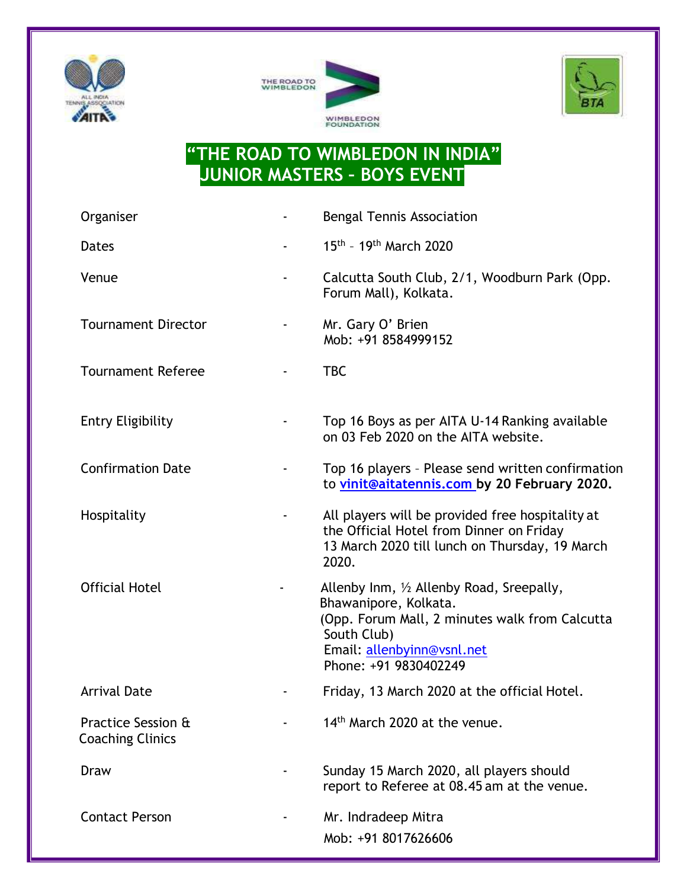# "THE ROAD TO WIMBLEDON IN INDIA"
# JUNIOR MASTERS – BOYS EVENT

| | | |
|---|---|---|
| Organiser | - | Bengal Tennis Association |
| Dates | - | 15th – 19th March 2020 |
| Venue | - | Calcutta South Club, 2/1, Woodburn Park (Opp. Forum Mall), Kolkata. |
| Tournament Director | - | Mr. Gary O' Brien<br>Mob: +91 8584999152 |
| Tournament Referee | - | TBC |
| Entry Eligibility | - | Top 16 Boys as per AITA U-14 Ranking available on 03 Feb 2020 on the AITA website. |
| Confirmation Date | - | Top 16 players – Please send written confirmation to vinit@aitatennis.com **by 20 February 2020.** |
| Hospitality | - | All players will be provided free hospitality at the Official Hotel from Dinner on Friday 13 March 2020 till lunch on Thursday, 19 March 2020. |
| Official Hotel | - | Allenby Inm, ½ Allenby Road, Sreepally, Bhawanipore, Kolkata.<br>(Opp. Forum Mall, 2 minutes walk from Calcutta South Club)<br>Email: allenbyinn@vsnl.net<br>Phone: +91 9830402249 |
| Arrival Date | - | Friday, 13 March 2020 at the official Hotel. |
| Practice Session & Coaching Clinics | - | 14th March 2020 at the venue. |
| Draw | - | Sunday 15 March 2020, all players should report to Referee at 08.45 am at the venue. |
| Contact Person | - | Mr. Indradeep Mitra<br>Mob: +91 8017626606 |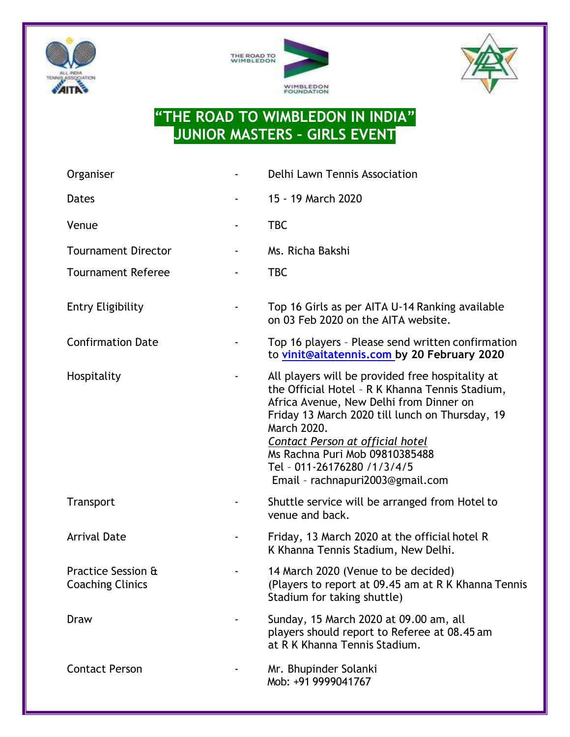# "THE ROAD TO WIMBLEDON IN INDIA"
# JUNIOR MASTERS – GIRLS EVENT

| | | |
|---|---|---|
| Organiser | - | Delhi Lawn Tennis Association |
| Dates | - | 15 - 19 March 2020 |
| Venue | - | TBC |
| Tournament Director | - | Ms. Richa Bakshi |
| Tournament Referee | - | TBC |
| Entry Eligibility | - | Top 16 Girls as per AITA U-14 Ranking available on 03 Feb 2020 on the AITA website. |
| Confirmation Date | - | Top 16 players – Please send written confirmation to vinit@aitatennis.com **by 20 February 2020** |
| Hospitality | - | All players will be provided free hospitality at the Official Hotel – R K Khanna Tennis Stadium, Africa Avenue, New Delhi from Dinner on Friday 13 March 2020 till lunch on Thursday, 19 March 2020.<br>*Contact Person at official hotel*<br>Ms Rachna Puri Mob 09810385488<br>Tel – 011-26176280 /1/3/4/5<br>Email – rachnapuri2003@gmail.com |
| Transport | - | Shuttle service will be arranged from Hotel to venue and back. |
| Arrival Date | - | Friday, 13 March 2020 at the official hotel R K Khanna Tennis Stadium, New Delhi. |
| Practice Session & Coaching Clinics | - | 14 March 2020 (Venue to be decided)<br>(Players to report at 09.45 am at R K Khanna Tennis Stadium for taking shuttle) |
| Draw | - | Sunday, 15 March 2020 at 09.00 am, all players should report to Referee at 08.45 am at R K Khanna Tennis Stadium. |
| Contact Person | - | Mr. Bhupinder Solanki<br>Mob: +91 9999041767 |